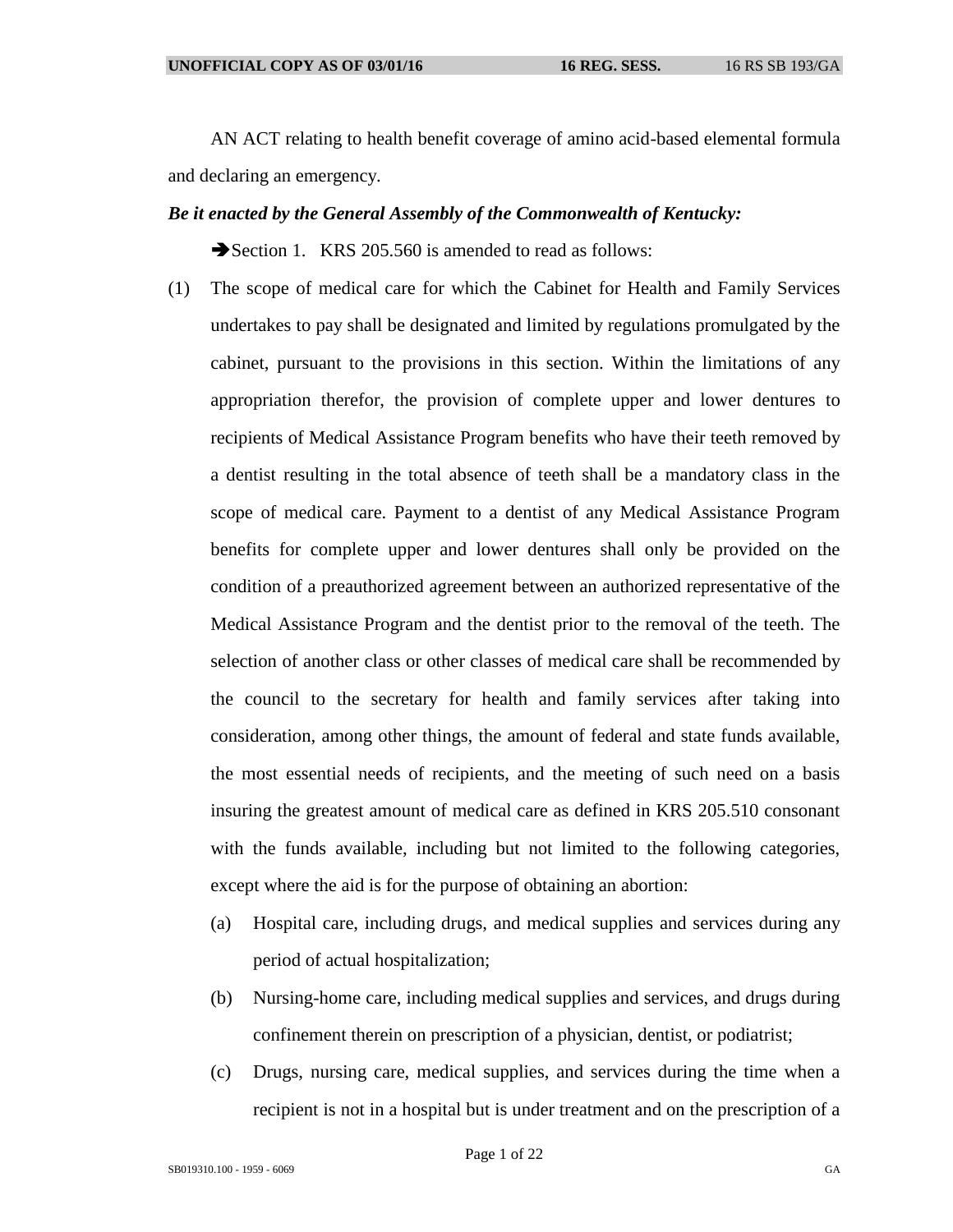AN ACT relating to health benefit coverage of amino acid-based elemental formula and declaring an emergency.

***Be it enacted by the General Assembly of the Commonwealth of Kentucky:***

➔Section 1. KRS 205.560 is amended to read as follows:

(1) The scope of medical care for which the Cabinet for Health and Family Services undertakes to pay shall be designated and limited by regulations promulgated by the cabinet, pursuant to the provisions in this section. Within the limitations of any appropriation therefor, the provision of complete upper and lower dentures to recipients of Medical Assistance Program benefits who have their teeth removed by a dentist resulting in the total absence of teeth shall be a mandatory class in the scope of medical care. Payment to a dentist of any Medical Assistance Program benefits for complete upper and lower dentures shall only be provided on the condition of a preauthorized agreement between an authorized representative of the Medical Assistance Program and the dentist prior to the removal of the teeth. The selection of another class or other classes of medical care shall be recommended by the council to the secretary for health and family services after taking into consideration, among other things, the amount of federal and state funds available, the most essential needs of recipients, and the meeting of such need on a basis insuring the greatest amount of medical care as defined in KRS 205.510 consonant with the funds available, including but not limited to the following categories, except where the aid is for the purpose of obtaining an abortion:

   (a) Hospital care, including drugs, and medical supplies and services during any period of actual hospitalization;

   (b) Nursing-home care, including medical supplies and services, and drugs during confinement therein on prescription of a physician, dentist, or podiatrist;

   (c) Drugs, nursing care, medical supplies, and services during the time when a recipient is not in a hospital but is under treatment and on the prescription of a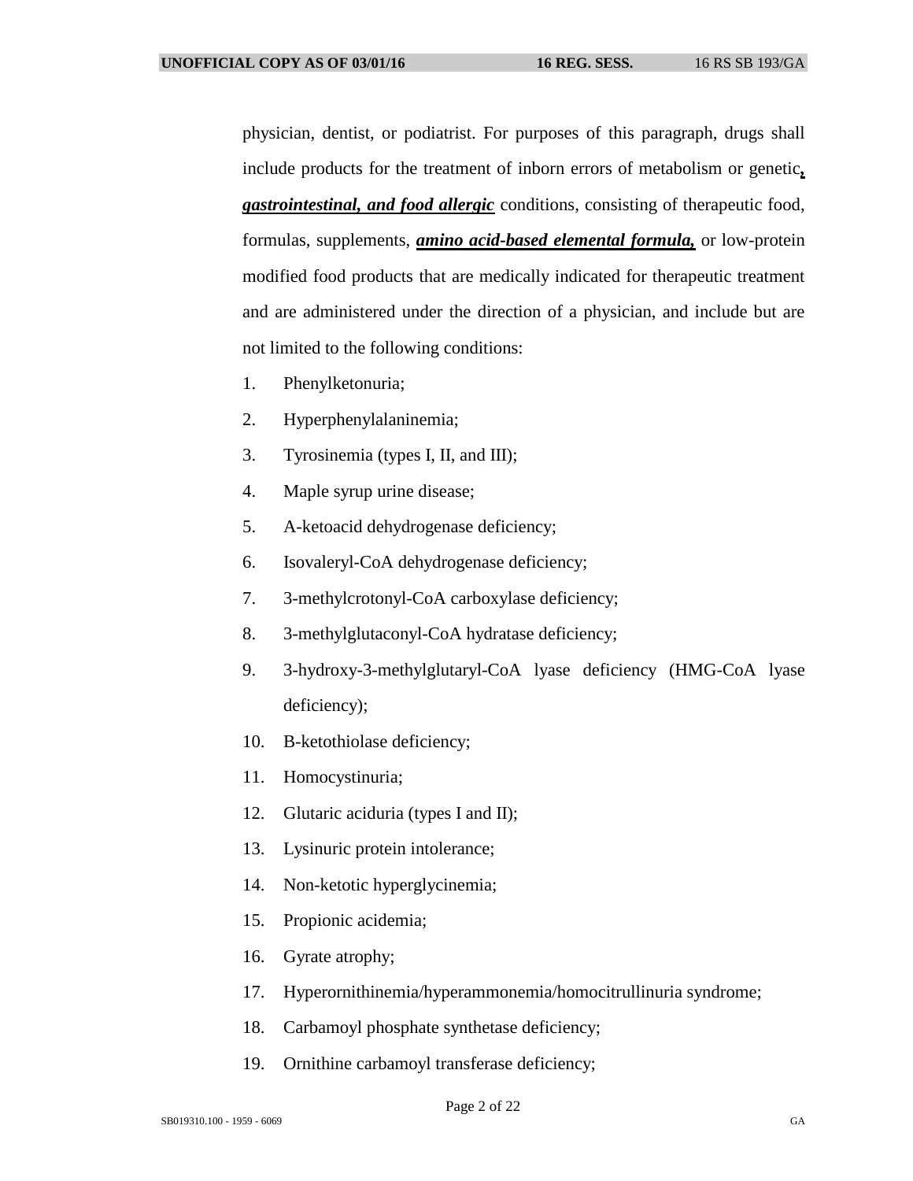physician, dentist, or podiatrist. For purposes of this paragraph, drugs shall include products for the treatment of inborn errors of metabolism or genetic***, gastrointestinal, and food allergic*** conditions, consisting of therapeutic food, formulas, supplements, ***amino acid-based elemental formula,*** or low-protein modified food products that are medically indicated for therapeutic treatment and are administered under the direction of a physician, and include but are not limited to the following conditions:

1. Phenylketonuria;
2. Hyperphenylalaninemia;
3. Tyrosinemia (types I, II, and III);
4. Maple syrup urine disease;
5. A-ketoacid dehydrogenase deficiency;
6. Isovaleryl-CoA dehydrogenase deficiency;
7. 3-methylcrotonyl-CoA carboxylase deficiency;
8. 3-methylglutaconyl-CoA hydratase deficiency;
9. 3-hydroxy-3-methylglutaryl-CoA lyase deficiency (HMG-CoA lyase deficiency);
10. B-ketothiolase deficiency;
11. Homocystinuria;
12. Glutaric aciduria (types I and II);
13. Lysinuric protein intolerance;
14. Non-ketotic hyperglycinemia;
15. Propionic acidemia;
16. Gyrate atrophy;
17. Hyperornithinemia/hyperammonemia/homocitrullinuria syndrome;
18. Carbamoyl phosphate synthetase deficiency;
19. Ornithine carbamoyl transferase deficiency;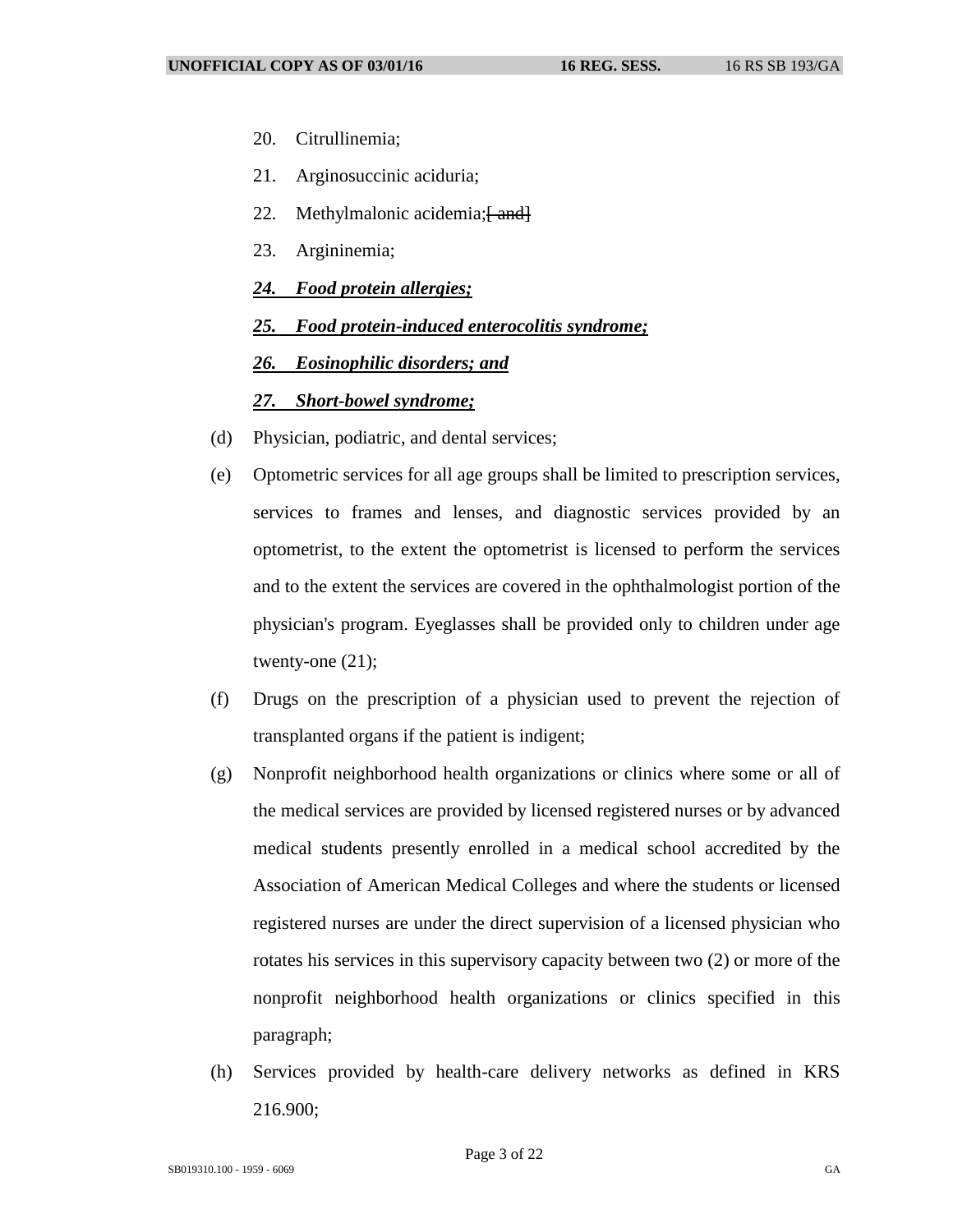20. Citrullinemia;

21. Arginosuccinic aciduria;

22. Methylmalonic acidemia;~~[ and]~~

23. Argininemia;

***<u>24. Food protein allergies;</u>***

***<u>25. Food protein-induced enterocolitis syndrome;</u>***

***<u>26. Eosinophilic disorders; and</u>***

***<u>27. Short-bowel syndrome;</u>***

(d) Physician, podiatric, and dental services;

(e) Optometric services for all age groups shall be limited to prescription services, services to frames and lenses, and diagnostic services provided by an optometrist, to the extent the optometrist is licensed to perform the services and to the extent the services are covered in the ophthalmologist portion of the physician's program. Eyeglasses shall be provided only to children under age twenty-one (21);

(f) Drugs on the prescription of a physician used to prevent the rejection of transplanted organs if the patient is indigent;

(g) Nonprofit neighborhood health organizations or clinics where some or all of the medical services are provided by licensed registered nurses or by advanced medical students presently enrolled in a medical school accredited by the Association of American Medical Colleges and where the students or licensed registered nurses are under the direct supervision of a licensed physician who rotates his services in this supervisory capacity between two (2) or more of the nonprofit neighborhood health organizations or clinics specified in this paragraph;

(h) Services provided by health-care delivery networks as defined in KRS 216.900;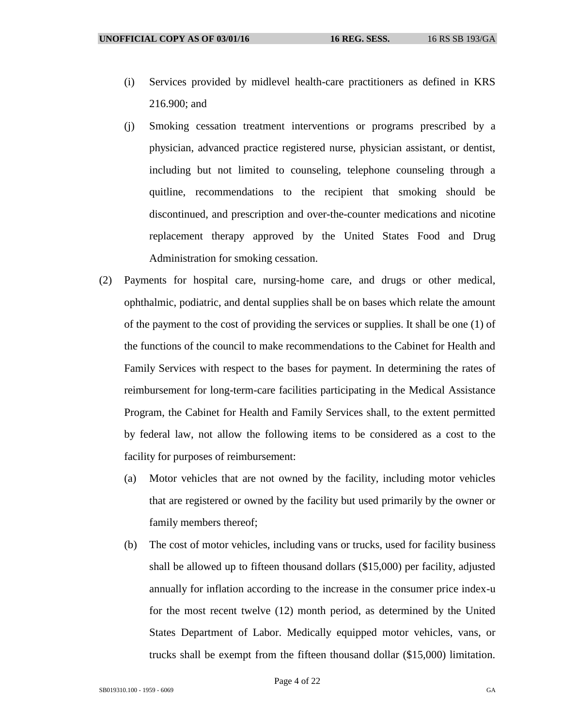(i) Services provided by midlevel health-care practitioners as defined in KRS 216.900; and

(j) Smoking cessation treatment interventions or programs prescribed by a physician, advanced practice registered nurse, physician assistant, or dentist, including but not limited to counseling, telephone counseling through a quitline, recommendations to the recipient that smoking should be discontinued, and prescription and over-the-counter medications and nicotine replacement therapy approved by the United States Food and Drug Administration for smoking cessation.

(2) Payments for hospital care, nursing-home care, and drugs or other medical, ophthalmic, podiatric, and dental supplies shall be on bases which relate the amount of the payment to the cost of providing the services or supplies. It shall be one (1) of the functions of the council to make recommendations to the Cabinet for Health and Family Services with respect to the bases for payment. In determining the rates of reimbursement for long-term-care facilities participating in the Medical Assistance Program, the Cabinet for Health and Family Services shall, to the extent permitted by federal law, not allow the following items to be considered as a cost to the facility for purposes of reimbursement:

(a) Motor vehicles that are not owned by the facility, including motor vehicles that are registered or owned by the facility but used primarily by the owner or family members thereof;

(b) The cost of motor vehicles, including vans or trucks, used for facility business shall be allowed up to fifteen thousand dollars ($15,000) per facility, adjusted annually for inflation according to the increase in the consumer price index-u for the most recent twelve (12) month period, as determined by the United States Department of Labor. Medically equipped motor vehicles, vans, or trucks shall be exempt from the fifteen thousand dollar ($15,000) limitation.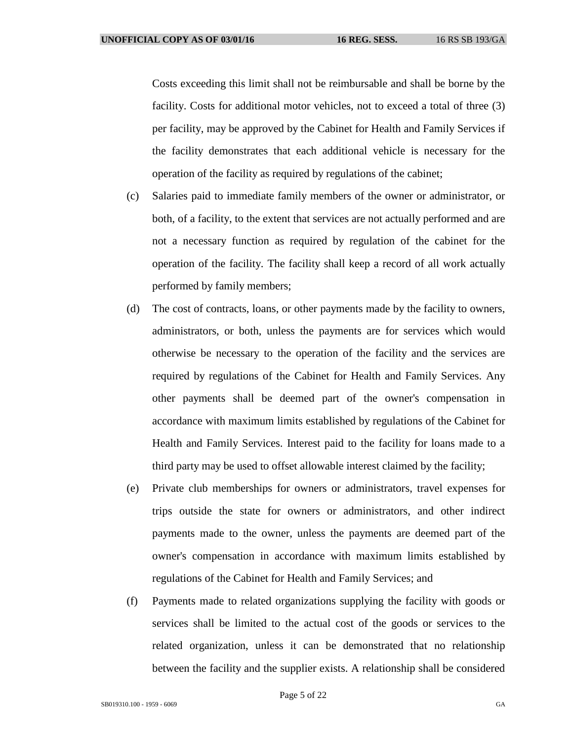Costs exceeding this limit shall not be reimbursable and shall be borne by the facility. Costs for additional motor vehicles, not to exceed a total of three (3) per facility, may be approved by the Cabinet for Health and Family Services if the facility demonstrates that each additional vehicle is necessary for the operation of the facility as required by regulations of the cabinet;

(c) Salaries paid to immediate family members of the owner or administrator, or both, of a facility, to the extent that services are not actually performed and are not a necessary function as required by regulation of the cabinet for the operation of the facility. The facility shall keep a record of all work actually performed by family members;

(d) The cost of contracts, loans, or other payments made by the facility to owners, administrators, or both, unless the payments are for services which would otherwise be necessary to the operation of the facility and the services are required by regulations of the Cabinet for Health and Family Services. Any other payments shall be deemed part of the owner's compensation in accordance with maximum limits established by regulations of the Cabinet for Health and Family Services. Interest paid to the facility for loans made to a third party may be used to offset allowable interest claimed by the facility;

(e) Private club memberships for owners or administrators, travel expenses for trips outside the state for owners or administrators, and other indirect payments made to the owner, unless the payments are deemed part of the owner's compensation in accordance with maximum limits established by regulations of the Cabinet for Health and Family Services; and

(f) Payments made to related organizations supplying the facility with goods or services shall be limited to the actual cost of the goods or services to the related organization, unless it can be demonstrated that no relationship between the facility and the supplier exists. A relationship shall be considered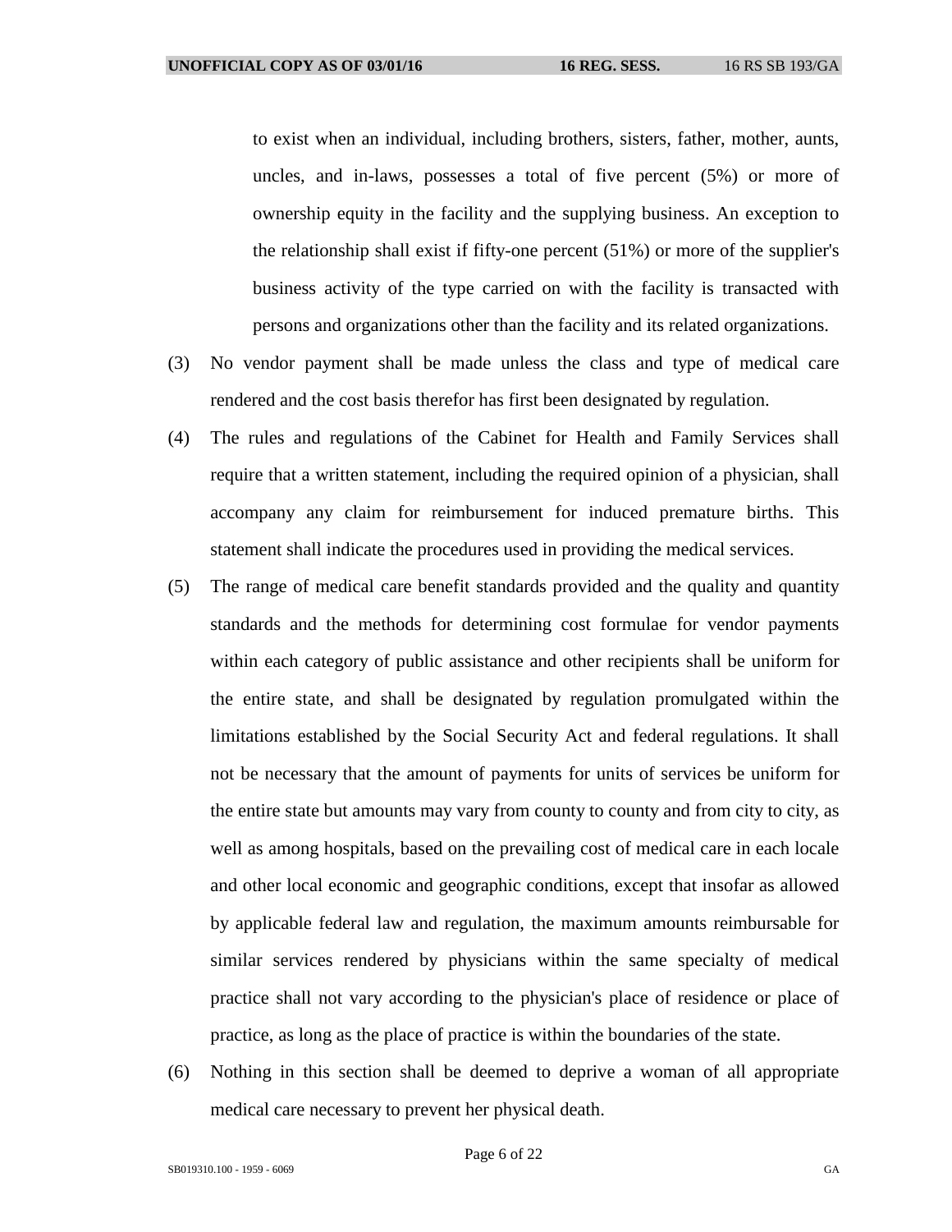to exist when an individual, including brothers, sisters, father, mother, aunts, uncles, and in-laws, possesses a total of five percent (5%) or more of ownership equity in the facility and the supplying business. An exception to the relationship shall exist if fifty-one percent (51%) or more of the supplier's business activity of the type carried on with the facility is transacted with persons and organizations other than the facility and its related organizations.

(3) No vendor payment shall be made unless the class and type of medical care rendered and the cost basis therefor has first been designated by regulation.

(4) The rules and regulations of the Cabinet for Health and Family Services shall require that a written statement, including the required opinion of a physician, shall accompany any claim for reimbursement for induced premature births. This statement shall indicate the procedures used in providing the medical services.

(5) The range of medical care benefit standards provided and the quality and quantity standards and the methods for determining cost formulae for vendor payments within each category of public assistance and other recipients shall be uniform for the entire state, and shall be designated by regulation promulgated within the limitations established by the Social Security Act and federal regulations. It shall not be necessary that the amount of payments for units of services be uniform for the entire state but amounts may vary from county to county and from city to city, as well as among hospitals, based on the prevailing cost of medical care in each locale and other local economic and geographic conditions, except that insofar as allowed by applicable federal law and regulation, the maximum amounts reimbursable for similar services rendered by physicians within the same specialty of medical practice shall not vary according to the physician's place of residence or place of practice, as long as the place of practice is within the boundaries of the state.

(6) Nothing in this section shall be deemed to deprive a woman of all appropriate medical care necessary to prevent her physical death.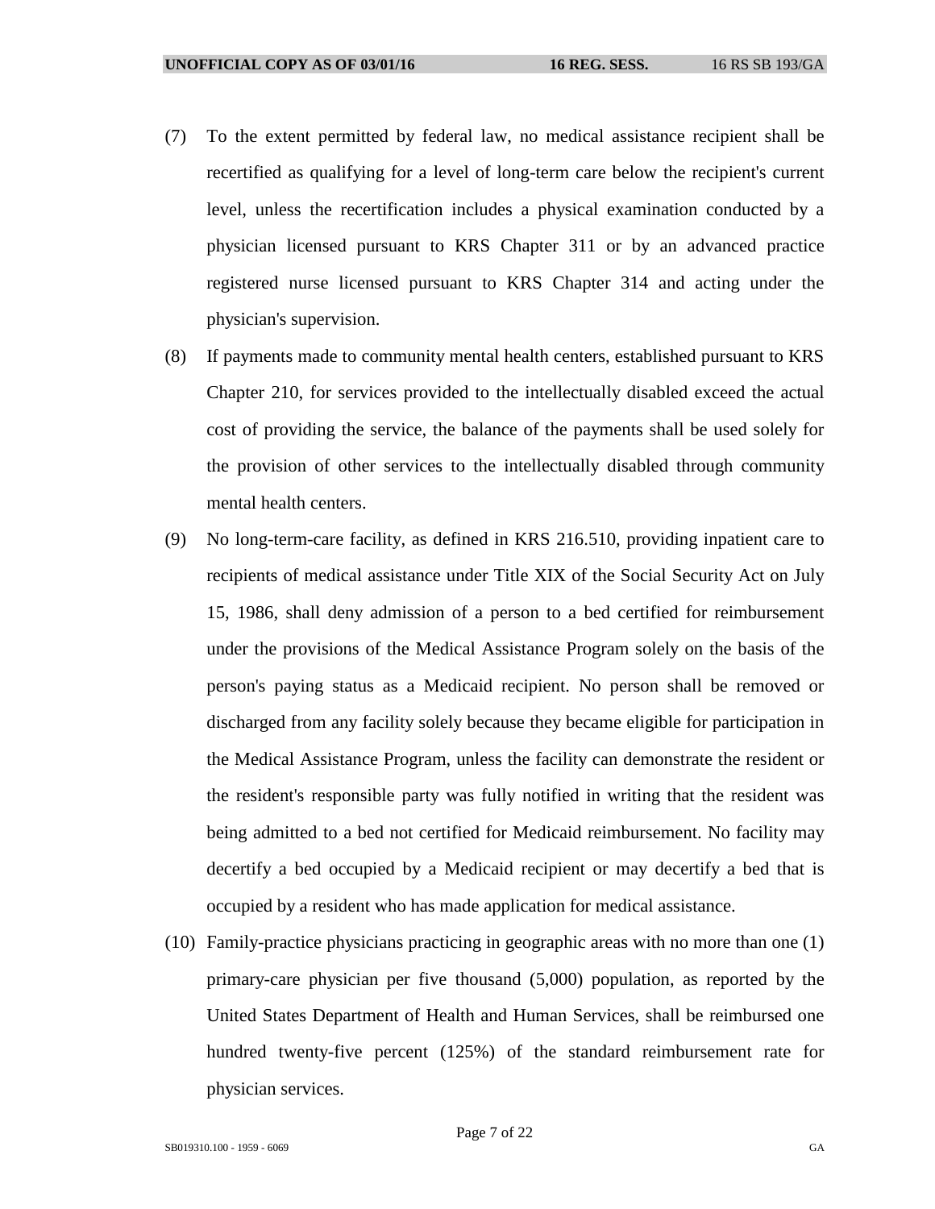(7) To the extent permitted by federal law, no medical assistance recipient shall be recertified as qualifying for a level of long-term care below the recipient's current level, unless the recertification includes a physical examination conducted by a physician licensed pursuant to KRS Chapter 311 or by an advanced practice registered nurse licensed pursuant to KRS Chapter 314 and acting under the physician's supervision.

(8) If payments made to community mental health centers, established pursuant to KRS Chapter 210, for services provided to the intellectually disabled exceed the actual cost of providing the service, the balance of the payments shall be used solely for the provision of other services to the intellectually disabled through community mental health centers.

(9) No long-term-care facility, as defined in KRS 216.510, providing inpatient care to recipients of medical assistance under Title XIX of the Social Security Act on July 15, 1986, shall deny admission of a person to a bed certified for reimbursement under the provisions of the Medical Assistance Program solely on the basis of the person's paying status as a Medicaid recipient. No person shall be removed or discharged from any facility solely because they became eligible for participation in the Medical Assistance Program, unless the facility can demonstrate the resident or the resident's responsible party was fully notified in writing that the resident was being admitted to a bed not certified for Medicaid reimbursement. No facility may decertify a bed occupied by a Medicaid recipient or may decertify a bed that is occupied by a resident who has made application for medical assistance.

(10) Family-practice physicians practicing in geographic areas with no more than one (1) primary-care physician per five thousand (5,000) population, as reported by the United States Department of Health and Human Services, shall be reimbursed one hundred twenty-five percent (125%) of the standard reimbursement rate for physician services.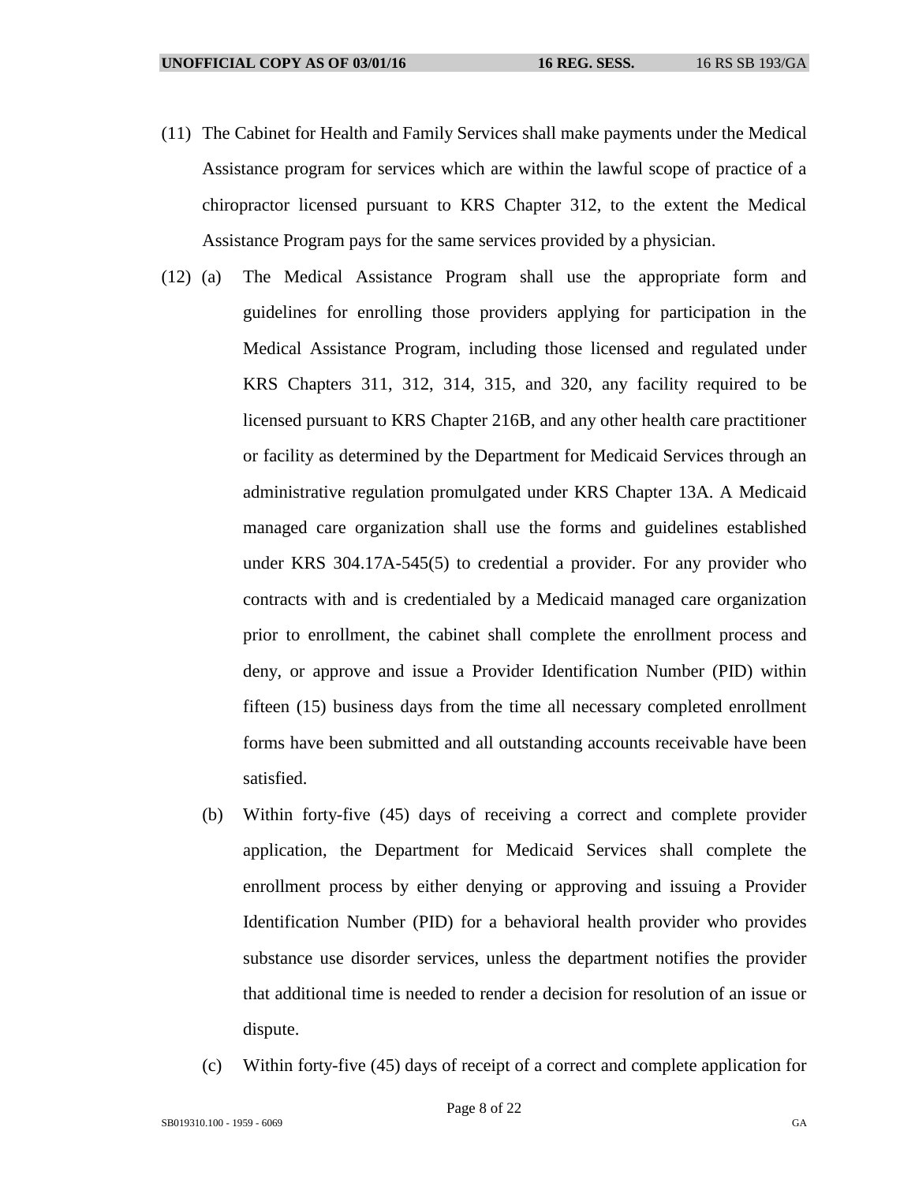(11) The Cabinet for Health and Family Services shall make payments under the Medical Assistance program for services which are within the lawful scope of practice of a chiropractor licensed pursuant to KRS Chapter 312, to the extent the Medical Assistance Program pays for the same services provided by a physician.

(12) (a) The Medical Assistance Program shall use the appropriate form and guidelines for enrolling those providers applying for participation in the Medical Assistance Program, including those licensed and regulated under KRS Chapters 311, 312, 314, 315, and 320, any facility required to be licensed pursuant to KRS Chapter 216B, and any other health care practitioner or facility as determined by the Department for Medicaid Services through an administrative regulation promulgated under KRS Chapter 13A. A Medicaid managed care organization shall use the forms and guidelines established under KRS 304.17A-545(5) to credential a provider. For any provider who contracts with and is credentialed by a Medicaid managed care organization prior to enrollment, the cabinet shall complete the enrollment process and deny, or approve and issue a Provider Identification Number (PID) within fifteen (15) business days from the time all necessary completed enrollment forms have been submitted and all outstanding accounts receivable have been satisfied.

(b) Within forty-five (45) days of receiving a correct and complete provider application, the Department for Medicaid Services shall complete the enrollment process by either denying or approving and issuing a Provider Identification Number (PID) for a behavioral health provider who provides substance use disorder services, unless the department notifies the provider that additional time is needed to render a decision for resolution of an issue or dispute.

(c) Within forty-five (45) days of receipt of a correct and complete application for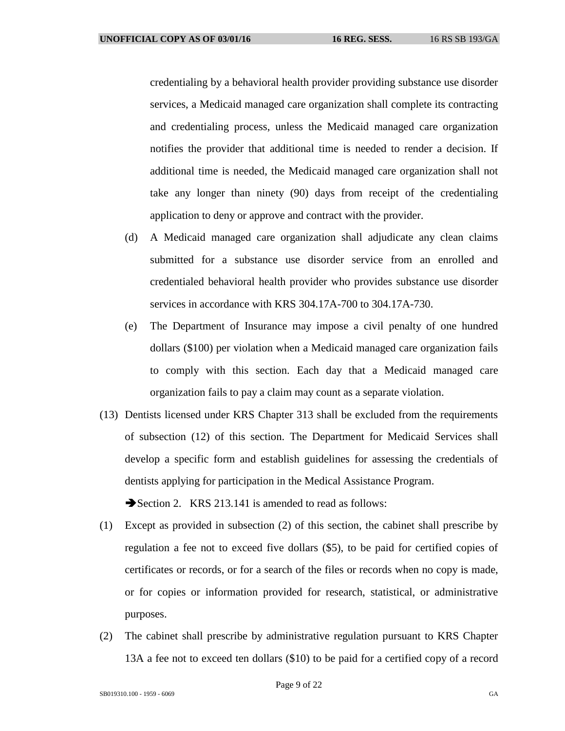credentialing by a behavioral health provider providing substance use disorder services, a Medicaid managed care organization shall complete its contracting and credentialing process, unless the Medicaid managed care organization notifies the provider that additional time is needed to render a decision. If additional time is needed, the Medicaid managed care organization shall not take any longer than ninety (90) days from receipt of the credentialing application to deny or approve and contract with the provider.

(d) A Medicaid managed care organization shall adjudicate any clean claims submitted for a substance use disorder service from an enrolled and credentialed behavioral health provider who provides substance use disorder services in accordance with KRS 304.17A-700 to 304.17A-730.

(e) The Department of Insurance may impose a civil penalty of one hundred dollars ($100) per violation when a Medicaid managed care organization fails to comply with this section. Each day that a Medicaid managed care organization fails to pay a claim may count as a separate violation.

(13) Dentists licensed under KRS Chapter 313 shall be excluded from the requirements of subsection (12) of this section. The Department for Medicaid Services shall develop a specific form and establish guidelines for assessing the credentials of dentists applying for participation in the Medical Assistance Program.

➔Section 2. KRS 213.141 is amended to read as follows:

(1) Except as provided in subsection (2) of this section, the cabinet shall prescribe by regulation a fee not to exceed five dollars ($5), to be paid for certified copies of certificates or records, or for a search of the files or records when no copy is made, or for copies or information provided for research, statistical, or administrative purposes.

(2) The cabinet shall prescribe by administrative regulation pursuant to KRS Chapter 13A a fee not to exceed ten dollars ($10) to be paid for a certified copy of a record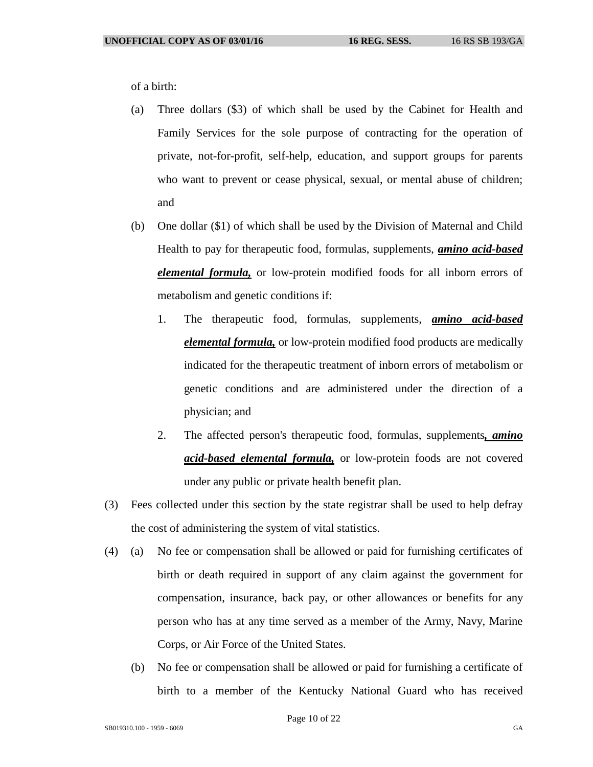of a birth:

(a) Three dollars ($3) of which shall be used by the Cabinet for Health and Family Services for the sole purpose of contracting for the operation of private, not-for-profit, self-help, education, and support groups for parents who want to prevent or cease physical, sexual, or mental abuse of children; and

(b) One dollar ($1) of which shall be used by the Division of Maternal and Child Health to pay for therapeutic food, formulas, supplements, ***amino acid-based elemental formula,*** or low-protein modified foods for all inborn errors of metabolism and genetic conditions if:

1. The therapeutic food, formulas, supplements, ***amino acid-based elemental formula,*** or low-protein modified food products are medically indicated for the therapeutic treatment of inborn errors of metabolism or genetic conditions and are administered under the direction of a physician; and

2. The affected person's therapeutic food, formulas, supplements***, amino acid-based elemental formula,*** or low-protein foods are not covered under any public or private health benefit plan.

(3) Fees collected under this section by the state registrar shall be used to help defray the cost of administering the system of vital statistics.

(4) (a) No fee or compensation shall be allowed or paid for furnishing certificates of birth or death required in support of any claim against the government for compensation, insurance, back pay, or other allowances or benefits for any person who has at any time served as a member of the Army, Navy, Marine Corps, or Air Force of the United States.

(b) No fee or compensation shall be allowed or paid for furnishing a certificate of birth to a member of the Kentucky National Guard who has received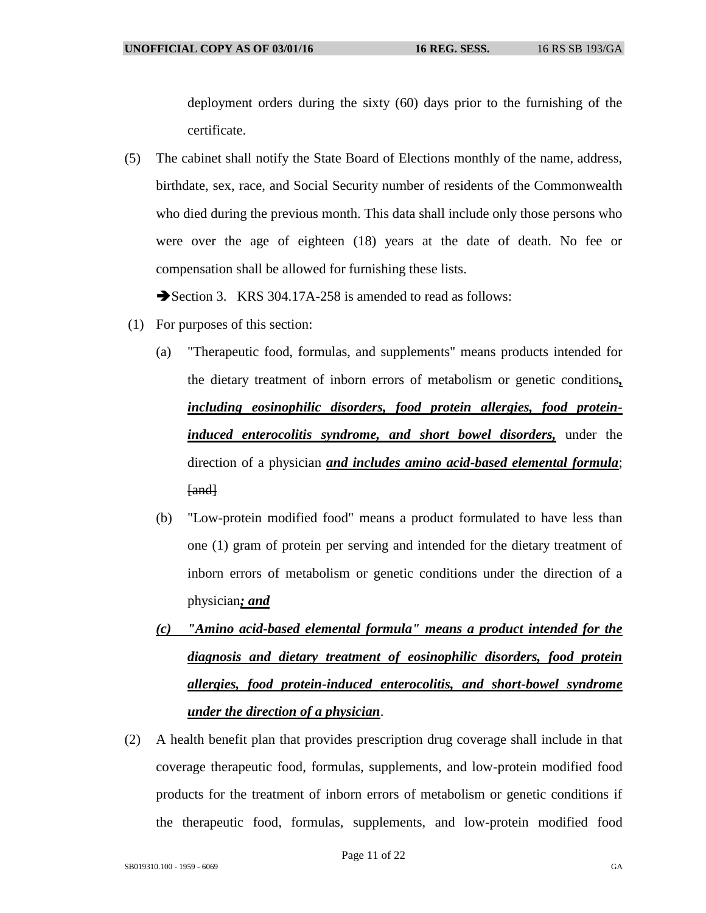deployment orders during the sixty (60) days prior to the furnishing of the certificate.

(5) The cabinet shall notify the State Board of Elections monthly of the name, address, birthdate, sex, race, and Social Security number of residents of the Commonwealth who died during the previous month. This data shall include only those persons who were over the age of eighteen (18) years at the date of death. No fee or compensation shall be allowed for furnishing these lists.

➔Section 3. KRS 304.17A-258 is amended to read as follows:

(1) For purposes of this section:

(a) "Therapeutic food, formulas, and supplements" means products intended for the dietary treatment of inborn errors of metabolism or genetic conditions***, including eosinophilic disorders, food protein allergies, food protein-induced enterocolitis syndrome, and short bowel disorders,*** under the direction of a physician ***and includes amino acid-based elemental formula***; ~~[and]~~

(b) "Low-protein modified food" means a product formulated to have less than one (1) gram of protein per serving and intended for the dietary treatment of inborn errors of metabolism or genetic conditions under the direction of a physician***; and***

***(c) "Amino acid-based elemental formula" means a product intended for the diagnosis and dietary treatment of eosinophilic disorders, food protein allergies, food protein-induced enterocolitis, and short-bowel syndrome under the direction of a physician***.

(2) A health benefit plan that provides prescription drug coverage shall include in that coverage therapeutic food, formulas, supplements, and low-protein modified food products for the treatment of inborn errors of metabolism or genetic conditions if the therapeutic food, formulas, supplements, and low-protein modified food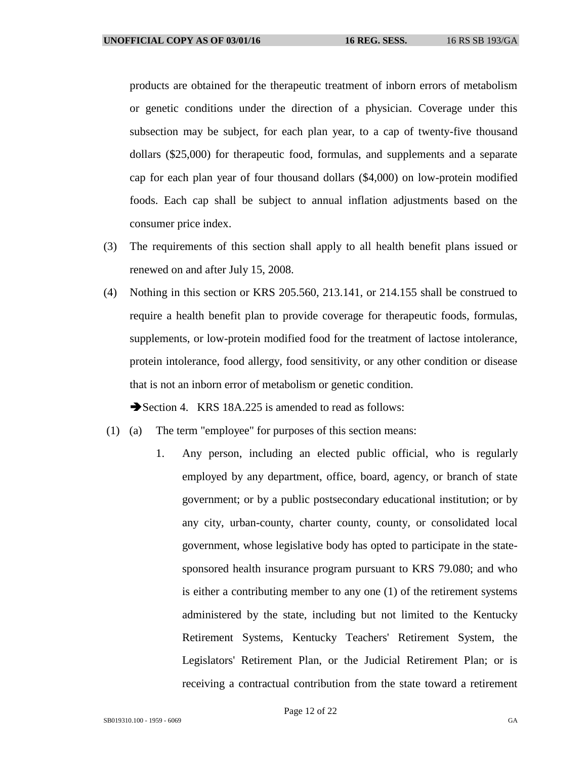products are obtained for the therapeutic treatment of inborn errors of metabolism or genetic conditions under the direction of a physician. Coverage under this subsection may be subject, for each plan year, to a cap of twenty-five thousand dollars ($25,000) for therapeutic food, formulas, and supplements and a separate cap for each plan year of four thousand dollars ($4,000) on low-protein modified foods. Each cap shall be subject to annual inflation adjustments based on the consumer price index.

(3) The requirements of this section shall apply to all health benefit plans issued or renewed on and after July 15, 2008.

(4) Nothing in this section or KRS 205.560, 213.141, or 214.155 shall be construed to require a health benefit plan to provide coverage for therapeutic foods, formulas, supplements, or low-protein modified food for the treatment of lactose intolerance, protein intolerance, food allergy, food sensitivity, or any other condition or disease that is not an inborn error of metabolism or genetic condition.

➔Section 4. KRS 18A.225 is amended to read as follows:

(1) (a) The term "employee" for purposes of this section means:

1. Any person, including an elected public official, who is regularly employed by any department, office, board, agency, or branch of state government; or by a public postsecondary educational institution; or by any city, urban-county, charter county, county, or consolidated local government, whose legislative body has opted to participate in the state-sponsored health insurance program pursuant to KRS 79.080; and who is either a contributing member to any one (1) of the retirement systems administered by the state, including but not limited to the Kentucky Retirement Systems, Kentucky Teachers' Retirement System, the Legislators' Retirement Plan, or the Judicial Retirement Plan; or is receiving a contractual contribution from the state toward a retirement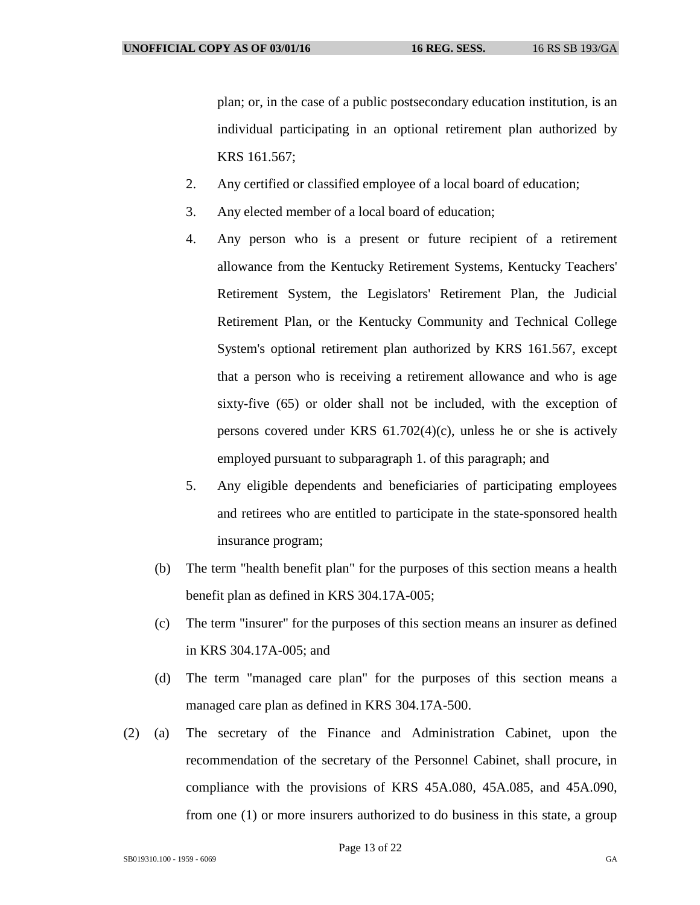plan; or, in the case of a public postsecondary education institution, is an individual participating in an optional retirement plan authorized by KRS 161.567;

2. Any certified or classified employee of a local board of education;

3. Any elected member of a local board of education;

4. Any person who is a present or future recipient of a retirement allowance from the Kentucky Retirement Systems, Kentucky Teachers' Retirement System, the Legislators' Retirement Plan, the Judicial Retirement Plan, or the Kentucky Community and Technical College System's optional retirement plan authorized by KRS 161.567, except that a person who is receiving a retirement allowance and who is age sixty-five (65) or older shall not be included, with the exception of persons covered under KRS 61.702(4)(c), unless he or she is actively employed pursuant to subparagraph 1. of this paragraph; and

5. Any eligible dependents and beneficiaries of participating employees and retirees who are entitled to participate in the state-sponsored health insurance program;

(b) The term "health benefit plan" for the purposes of this section means a health benefit plan as defined in KRS 304.17A-005;

(c) The term "insurer" for the purposes of this section means an insurer as defined in KRS 304.17A-005; and

(d) The term "managed care plan" for the purposes of this section means a managed care plan as defined in KRS 304.17A-500.

(2) (a) The secretary of the Finance and Administration Cabinet, upon the recommendation of the secretary of the Personnel Cabinet, shall procure, in compliance with the provisions of KRS 45A.080, 45A.085, and 45A.090, from one (1) or more insurers authorized to do business in this state, a group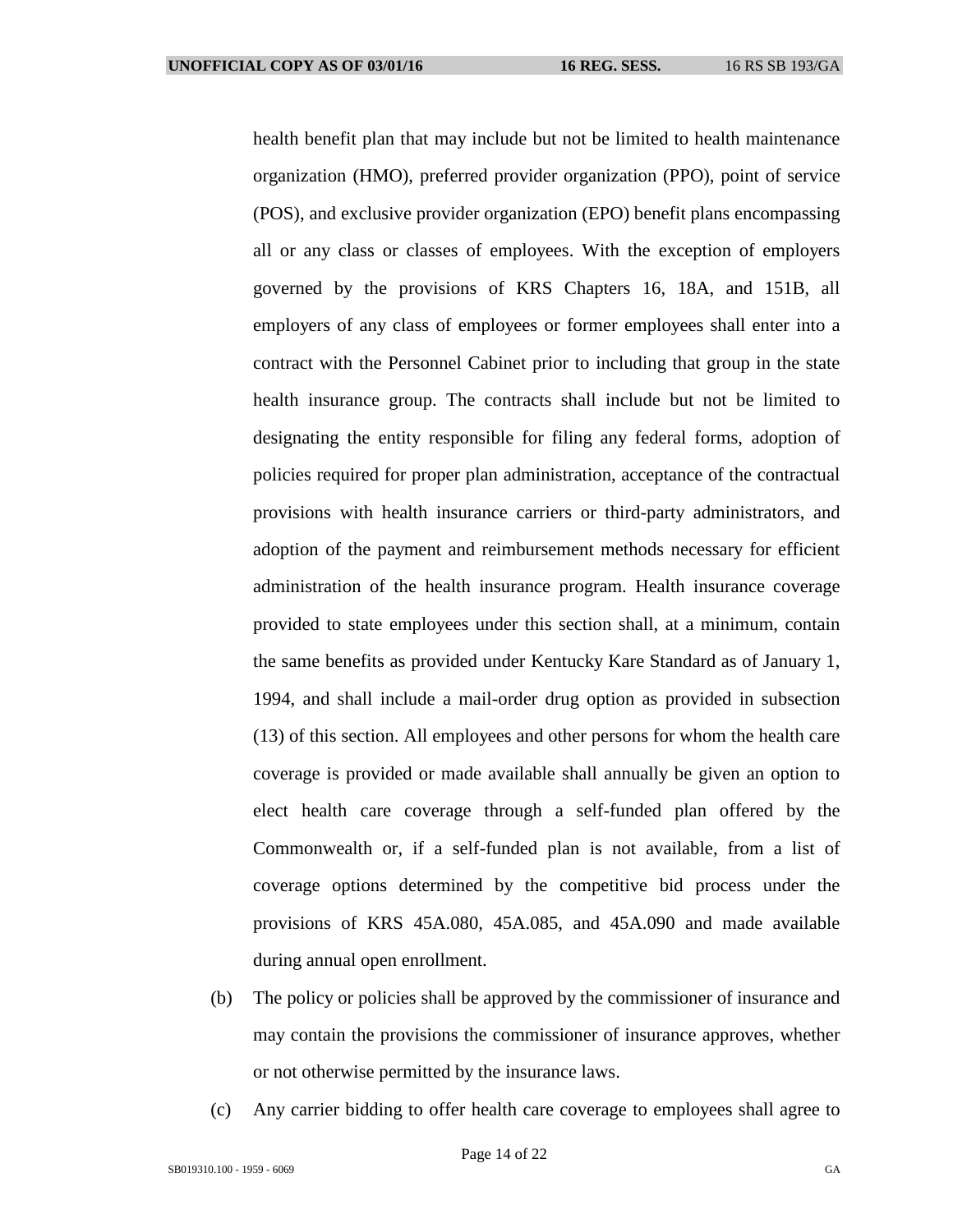health benefit plan that may include but not be limited to health maintenance organization (HMO), preferred provider organization (PPO), point of service (POS), and exclusive provider organization (EPO) benefit plans encompassing all or any class or classes of employees. With the exception of employers governed by the provisions of KRS Chapters 16, 18A, and 151B, all employers of any class of employees or former employees shall enter into a contract with the Personnel Cabinet prior to including that group in the state health insurance group. The contracts shall include but not be limited to designating the entity responsible for filing any federal forms, adoption of policies required for proper plan administration, acceptance of the contractual provisions with health insurance carriers or third-party administrators, and adoption of the payment and reimbursement methods necessary for efficient administration of the health insurance program. Health insurance coverage provided to state employees under this section shall, at a minimum, contain the same benefits as provided under Kentucky Kare Standard as of January 1, 1994, and shall include a mail-order drug option as provided in subsection (13) of this section. All employees and other persons for whom the health care coverage is provided or made available shall annually be given an option to elect health care coverage through a self-funded plan offered by the Commonwealth or, if a self-funded plan is not available, from a list of coverage options determined by the competitive bid process under the provisions of KRS 45A.080, 45A.085, and 45A.090 and made available during annual open enrollment.

(b) The policy or policies shall be approved by the commissioner of insurance and may contain the provisions the commissioner of insurance approves, whether or not otherwise permitted by the insurance laws.

(c) Any carrier bidding to offer health care coverage to employees shall agree to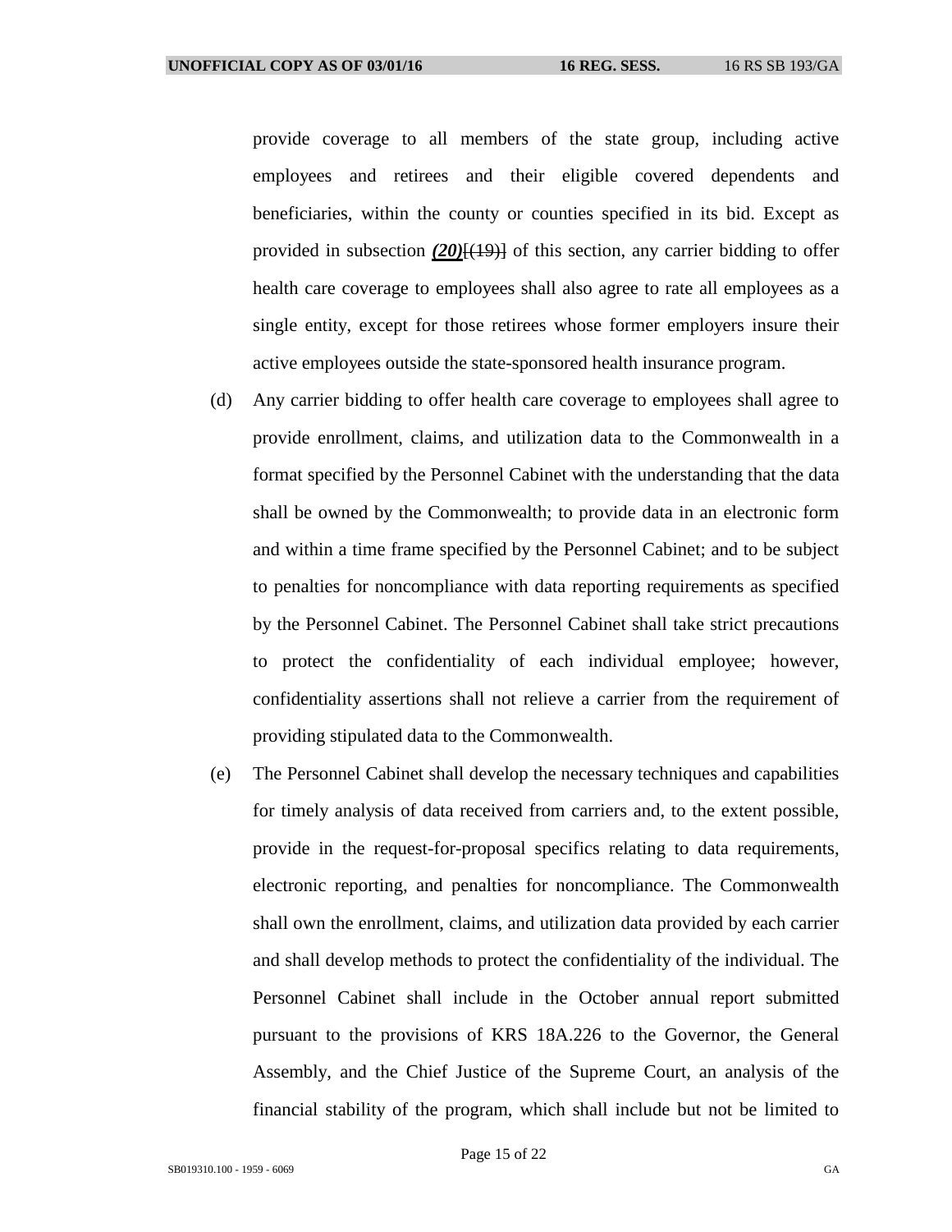provide coverage to all members of the state group, including active employees and retirees and their eligible covered dependents and beneficiaries, within the county or counties specified in its bid. Except as provided in subsection ***(20)***[(19)] of this section, any carrier bidding to offer health care coverage to employees shall also agree to rate all employees as a single entity, except for those retirees whose former employers insure their active employees outside the state-sponsored health insurance program.

(d) Any carrier bidding to offer health care coverage to employees shall agree to provide enrollment, claims, and utilization data to the Commonwealth in a format specified by the Personnel Cabinet with the understanding that the data shall be owned by the Commonwealth; to provide data in an electronic form and within a time frame specified by the Personnel Cabinet; and to be subject to penalties for noncompliance with data reporting requirements as specified by the Personnel Cabinet. The Personnel Cabinet shall take strict precautions to protect the confidentiality of each individual employee; however, confidentiality assertions shall not relieve a carrier from the requirement of providing stipulated data to the Commonwealth.

(e) The Personnel Cabinet shall develop the necessary techniques and capabilities for timely analysis of data received from carriers and, to the extent possible, provide in the request-for-proposal specifics relating to data requirements, electronic reporting, and penalties for noncompliance. The Commonwealth shall own the enrollment, claims, and utilization data provided by each carrier and shall develop methods to protect the confidentiality of the individual. The Personnel Cabinet shall include in the October annual report submitted pursuant to the provisions of KRS 18A.226 to the Governor, the General Assembly, and the Chief Justice of the Supreme Court, an analysis of the financial stability of the program, which shall include but not be limited to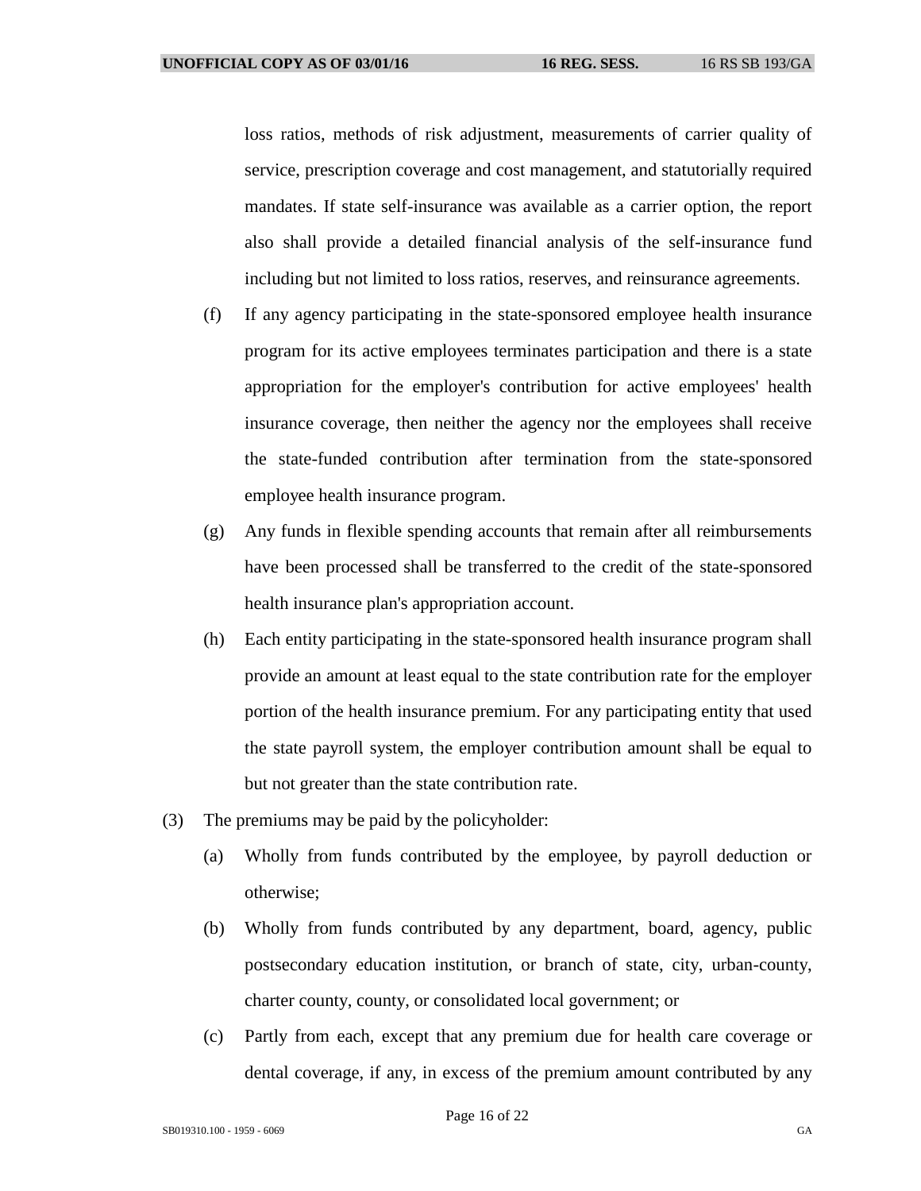loss ratios, methods of risk adjustment, measurements of carrier quality of service, prescription coverage and cost management, and statutorily required mandates. If state self-insurance was available as a carrier option, the report also shall provide a detailed financial analysis of the self-insurance fund including but not limited to loss ratios, reserves, and reinsurance agreements.

(f) If any agency participating in the state-sponsored employee health insurance program for its active employees terminates participation and there is a state appropriation for the employer's contribution for active employees' health insurance coverage, then neither the agency nor the employees shall receive the state-funded contribution after termination from the state-sponsored employee health insurance program.

(g) Any funds in flexible spending accounts that remain after all reimbursements have been processed shall be transferred to the credit of the state-sponsored health insurance plan's appropriation account.

(h) Each entity participating in the state-sponsored health insurance program shall provide an amount at least equal to the state contribution rate for the employer portion of the health insurance premium. For any participating entity that used the state payroll system, the employer contribution amount shall be equal to but not greater than the state contribution rate.

(3) The premiums may be paid by the policyholder:

(a) Wholly from funds contributed by the employee, by payroll deduction or otherwise;

(b) Wholly from funds contributed by any department, board, agency, public postsecondary education institution, or branch of state, city, urban-county, charter county, county, or consolidated local government; or

(c) Partly from each, except that any premium due for health care coverage or dental coverage, if any, in excess of the premium amount contributed by any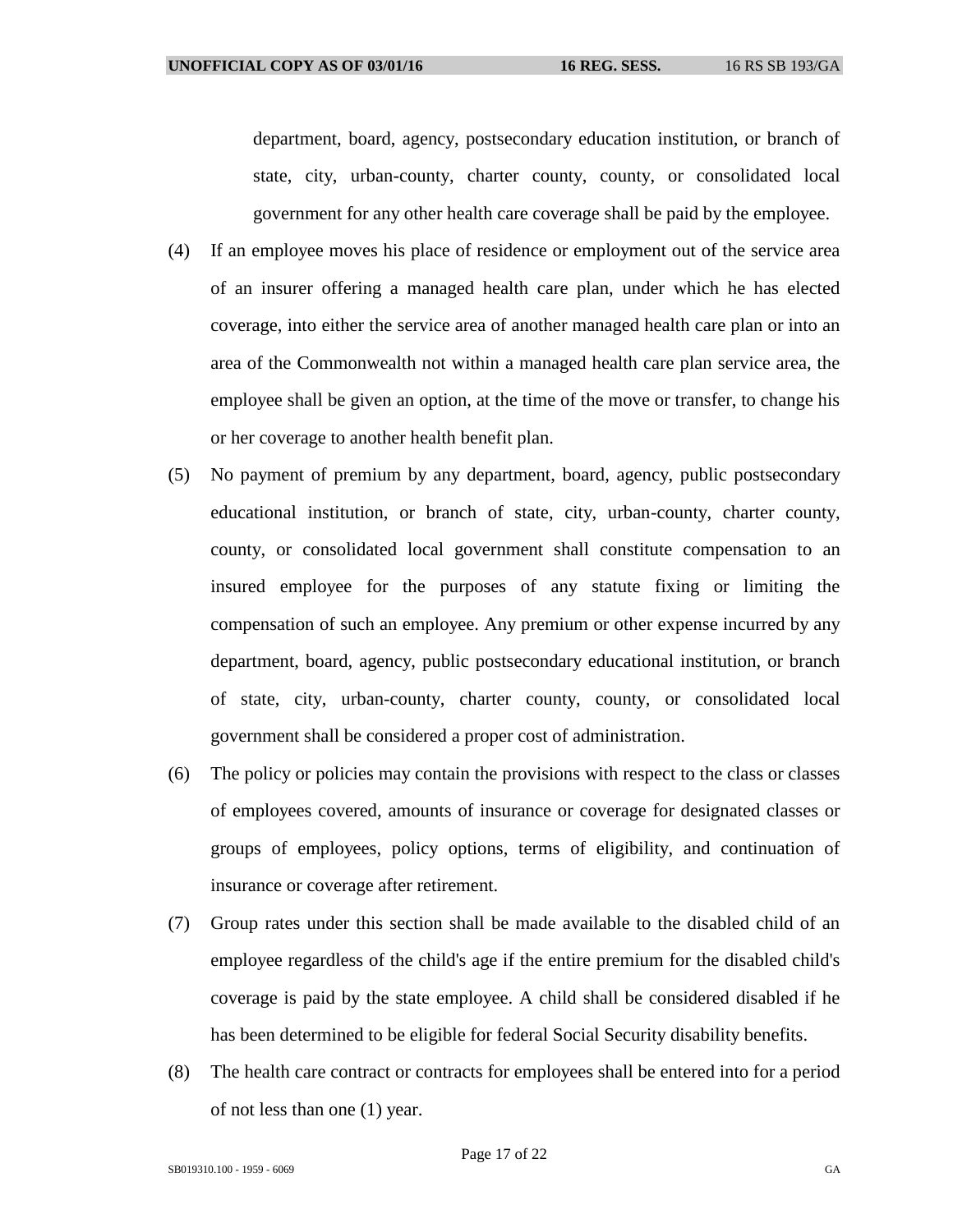department, board, agency, postsecondary education institution, or branch of state, city, urban-county, charter county, county, or consolidated local government for any other health care coverage shall be paid by the employee.

(4) If an employee moves his place of residence or employment out of the service area of an insurer offering a managed health care plan, under which he has elected coverage, into either the service area of another managed health care plan or into an area of the Commonwealth not within a managed health care plan service area, the employee shall be given an option, at the time of the move or transfer, to change his or her coverage to another health benefit plan.

(5) No payment of premium by any department, board, agency, public postsecondary educational institution, or branch of state, city, urban-county, charter county, county, or consolidated local government shall constitute compensation to an insured employee for the purposes of any statute fixing or limiting the compensation of such an employee. Any premium or other expense incurred by any department, board, agency, public postsecondary educational institution, or branch of state, city, urban-county, charter county, county, or consolidated local government shall be considered a proper cost of administration.

(6) The policy or policies may contain the provisions with respect to the class or classes of employees covered, amounts of insurance or coverage for designated classes or groups of employees, policy options, terms of eligibility, and continuation of insurance or coverage after retirement.

(7) Group rates under this section shall be made available to the disabled child of an employee regardless of the child's age if the entire premium for the disabled child's coverage is paid by the state employee. A child shall be considered disabled if he has been determined to be eligible for federal Social Security disability benefits.

(8) The health care contract or contracts for employees shall be entered into for a period of not less than one (1) year.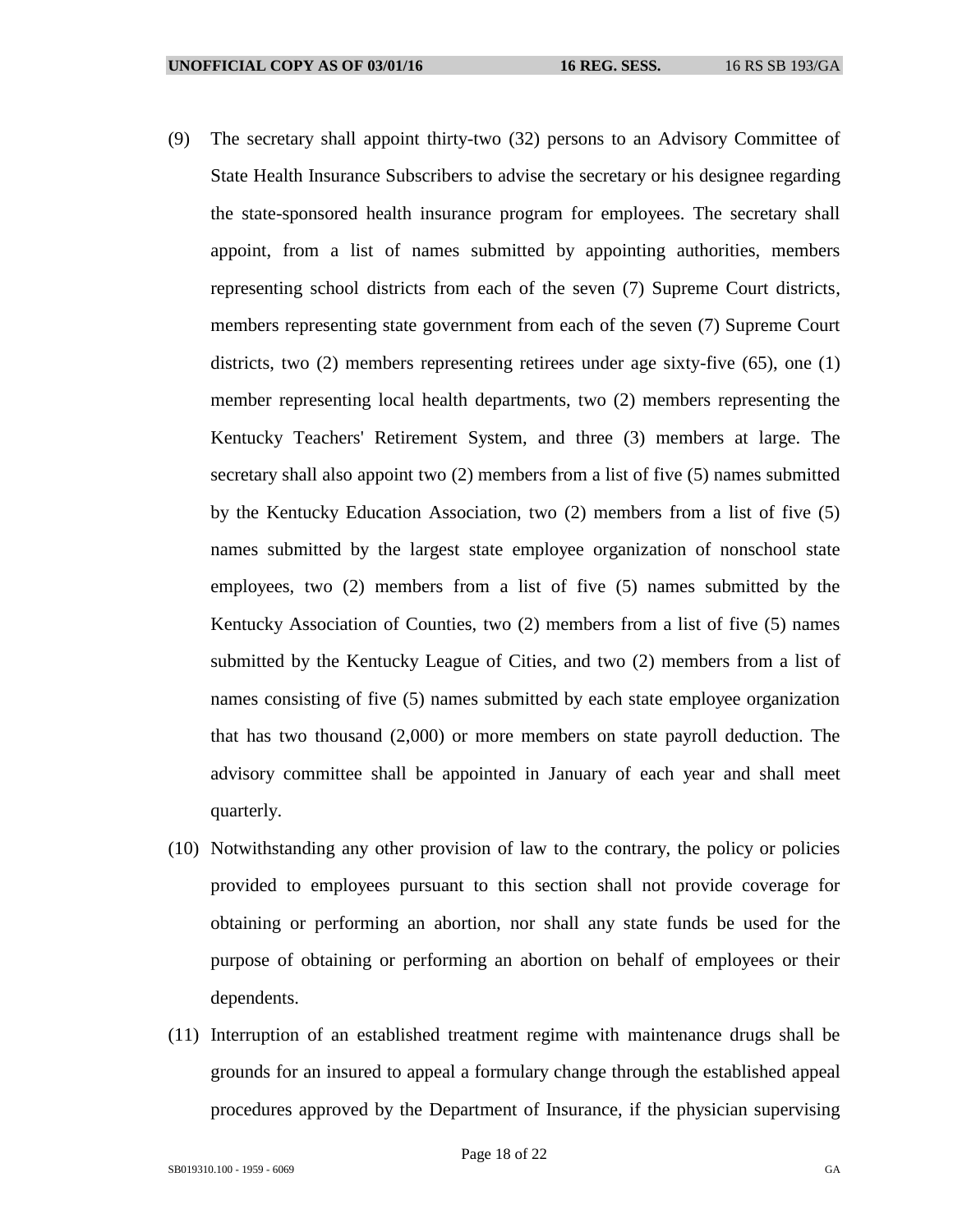(9) The secretary shall appoint thirty-two (32) persons to an Advisory Committee of State Health Insurance Subscribers to advise the secretary or his designee regarding the state-sponsored health insurance program for employees. The secretary shall appoint, from a list of names submitted by appointing authorities, members representing school districts from each of the seven (7) Supreme Court districts, members representing state government from each of the seven (7) Supreme Court districts, two (2) members representing retirees under age sixty-five (65), one (1) member representing local health departments, two (2) members representing the Kentucky Teachers' Retirement System, and three (3) members at large. The secretary shall also appoint two (2) members from a list of five (5) names submitted by the Kentucky Education Association, two (2) members from a list of five (5) names submitted by the largest state employee organization of nonschool state employees, two (2) members from a list of five (5) names submitted by the Kentucky Association of Counties, two (2) members from a list of five (5) names submitted by the Kentucky League of Cities, and two (2) members from a list of names consisting of five (5) names submitted by each state employee organization that has two thousand (2,000) or more members on state payroll deduction. The advisory committee shall be appointed in January of each year and shall meet quarterly.

(10) Notwithstanding any other provision of law to the contrary, the policy or policies provided to employees pursuant to this section shall not provide coverage for obtaining or performing an abortion, nor shall any state funds be used for the purpose of obtaining or performing an abortion on behalf of employees or their dependents.

(11) Interruption of an established treatment regime with maintenance drugs shall be grounds for an insured to appeal a formulary change through the established appeal procedures approved by the Department of Insurance, if the physician supervising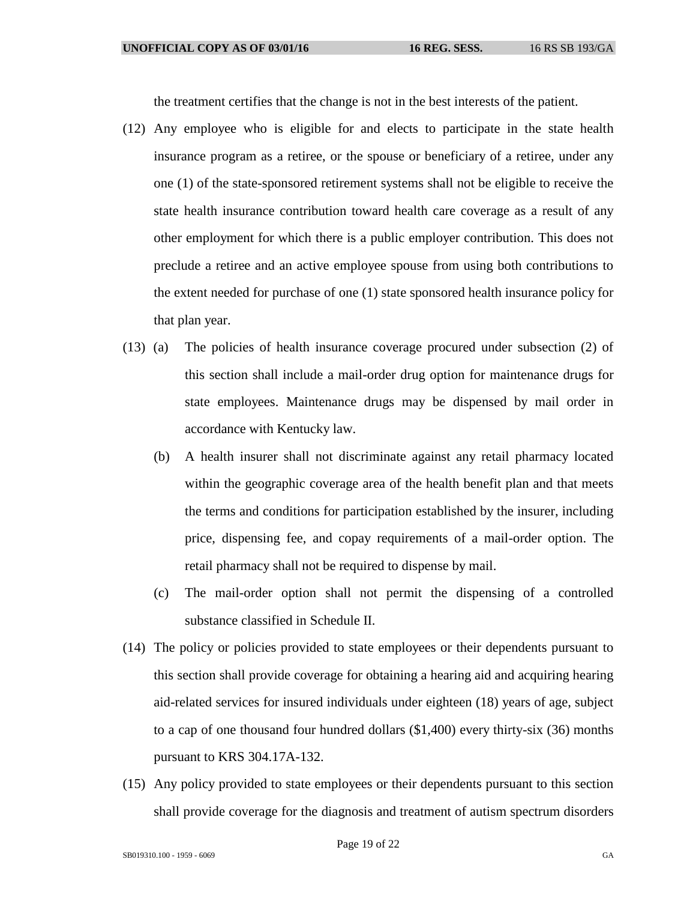the treatment certifies that the change is not in the best interests of the patient.

(12) Any employee who is eligible for and elects to participate in the state health insurance program as a retiree, or the spouse or beneficiary of a retiree, under any one (1) of the state-sponsored retirement systems shall not be eligible to receive the state health insurance contribution toward health care coverage as a result of any other employment for which there is a public employer contribution. This does not preclude a retiree and an active employee spouse from using both contributions to the extent needed for purchase of one (1) state sponsored health insurance policy for that plan year.

(13) (a) The policies of health insurance coverage procured under subsection (2) of this section shall include a mail-order drug option for maintenance drugs for state employees. Maintenance drugs may be dispensed by mail order in accordance with Kentucky law.

(b) A health insurer shall not discriminate against any retail pharmacy located within the geographic coverage area of the health benefit plan and that meets the terms and conditions for participation established by the insurer, including price, dispensing fee, and copay requirements of a mail-order option. The retail pharmacy shall not be required to dispense by mail.

(c) The mail-order option shall not permit the dispensing of a controlled substance classified in Schedule II.

(14) The policy or policies provided to state employees or their dependents pursuant to this section shall provide coverage for obtaining a hearing aid and acquiring hearing aid-related services for insured individuals under eighteen (18) years of age, subject to a cap of one thousand four hundred dollars ($1,400) every thirty-six (36) months pursuant to KRS 304.17A-132.

(15) Any policy provided to state employees or their dependents pursuant to this section shall provide coverage for the diagnosis and treatment of autism spectrum disorders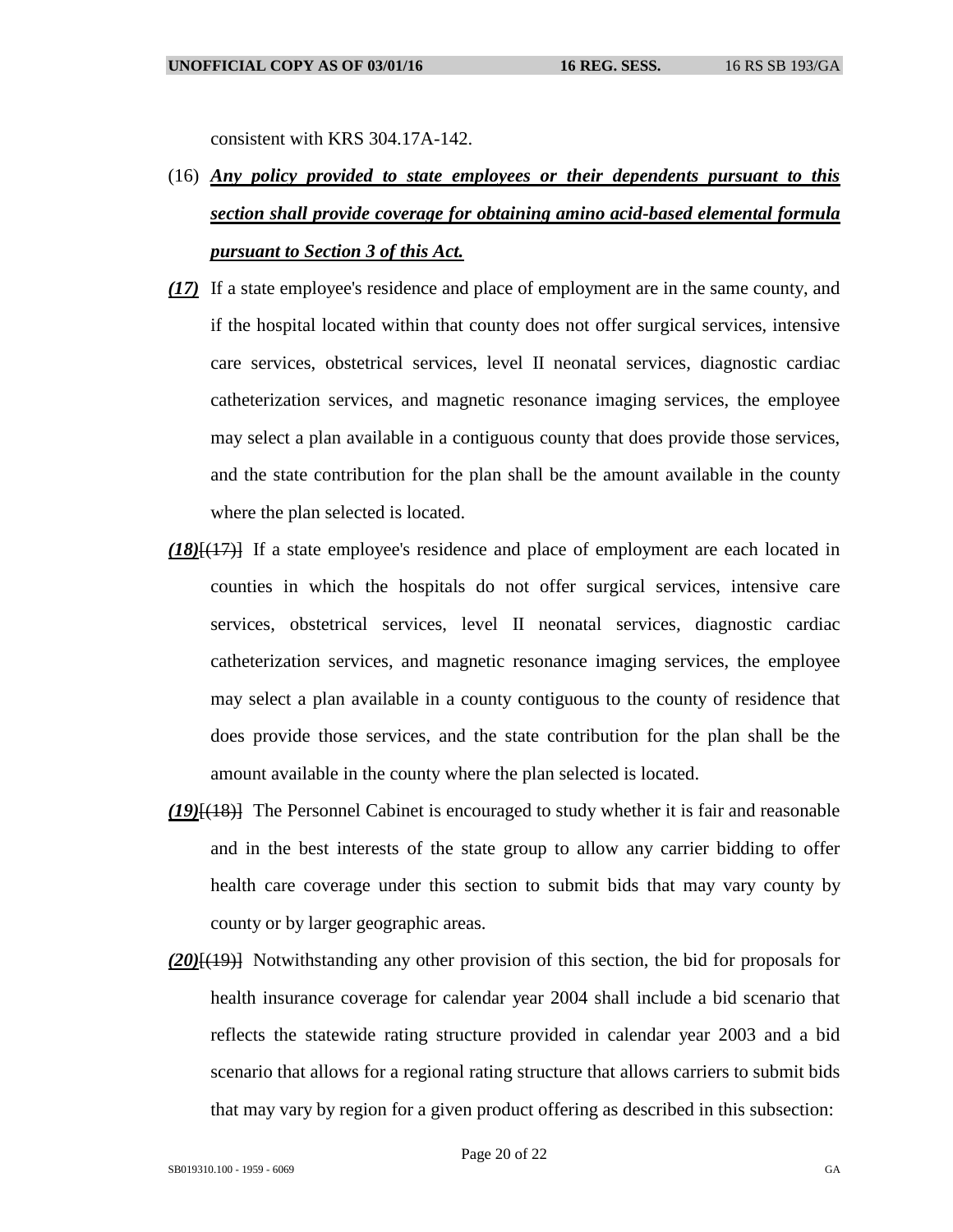consistent with KRS 304.17A-142.

(16) ***Any policy provided to state employees or their dependents pursuant to this section shall provide coverage for obtaining amino acid-based elemental formula pursuant to Section 3 of this Act.***

***(17)*** If a state employee's residence and place of employment are in the same county, and if the hospital located within that county does not offer surgical services, intensive care services, obstetrical services, level II neonatal services, diagnostic cardiac catheterization services, and magnetic resonance imaging services, the employee may select a plan available in a contiguous county that does provide those services, and the state contribution for the plan shall be the amount available in the county where the plan selected is located.

***(18)***[~~(17)~~] If a state employee's residence and place of employment are each located in counties in which the hospitals do not offer surgical services, intensive care services, obstetrical services, level II neonatal services, diagnostic cardiac catheterization services, and magnetic resonance imaging services, the employee may select a plan available in a county contiguous to the county of residence that does provide those services, and the state contribution for the plan shall be the amount available in the county where the plan selected is located.

***(19)***[~~(18)~~] The Personnel Cabinet is encouraged to study whether it is fair and reasonable and in the best interests of the state group to allow any carrier bidding to offer health care coverage under this section to submit bids that may vary county by county or by larger geographic areas.

***(20)***[~~(19)~~] Notwithstanding any other provision of this section, the bid for proposals for health insurance coverage for calendar year 2004 shall include a bid scenario that reflects the statewide rating structure provided in calendar year 2003 and a bid scenario that allows for a regional rating structure that allows carriers to submit bids that may vary by region for a given product offering as described in this subsection: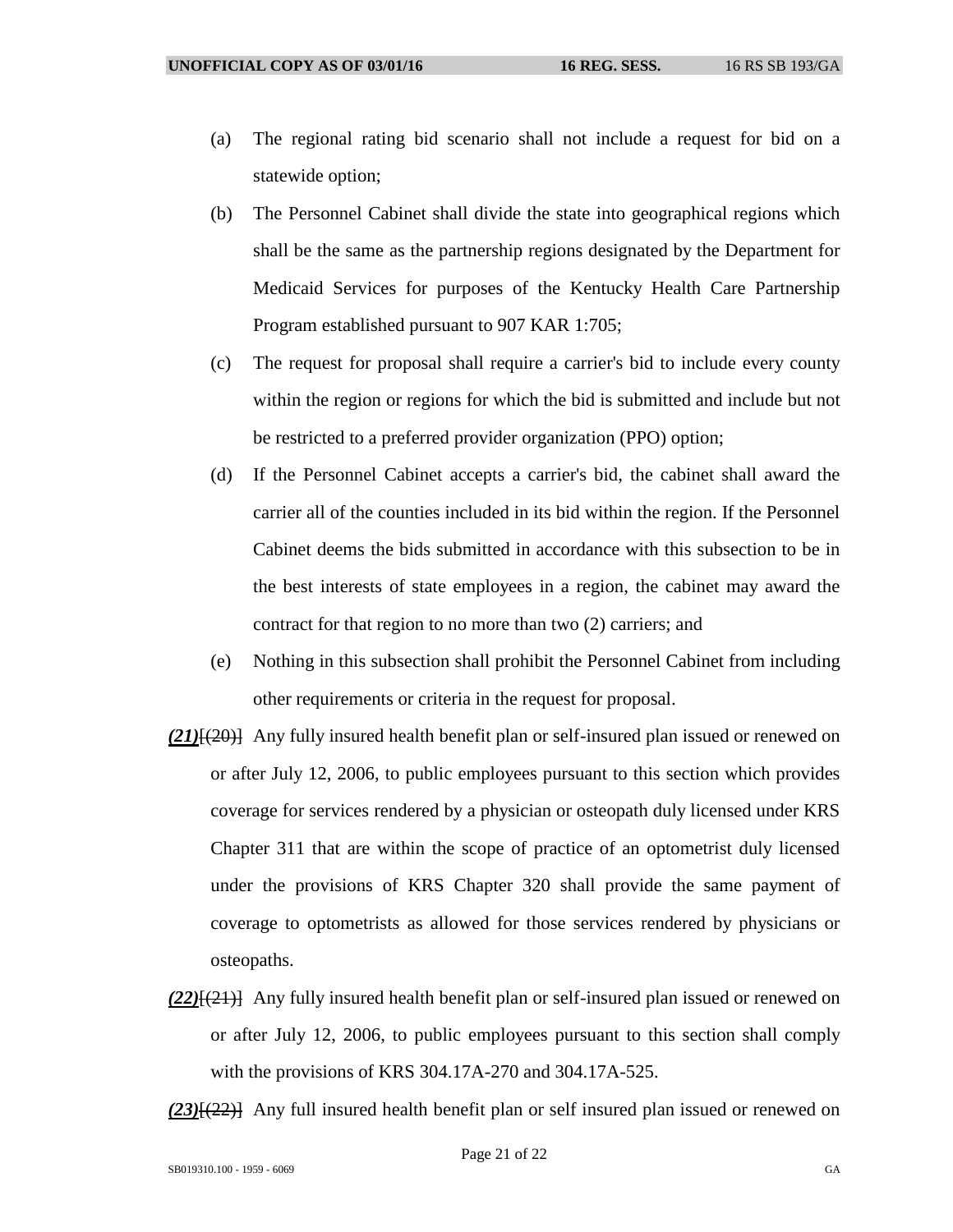(a) The regional rating bid scenario shall not include a request for bid on a statewide option;

(b) The Personnel Cabinet shall divide the state into geographical regions which shall be the same as the partnership regions designated by the Department for Medicaid Services for purposes of the Kentucky Health Care Partnership Program established pursuant to 907 KAR 1:705;

(c) The request for proposal shall require a carrier's bid to include every county within the region or regions for which the bid is submitted and include but not be restricted to a preferred provider organization (PPO) option;

(d) If the Personnel Cabinet accepts a carrier's bid, the cabinet shall award the carrier all of the counties included in its bid within the region. If the Personnel Cabinet deems the bids submitted in accordance with this subsection to be in the best interests of state employees in a region, the cabinet may award the contract for that region to no more than two (2) carriers; and

(e) Nothing in this subsection shall prohibit the Personnel Cabinet from including other requirements or criteria in the request for proposal.

***(21)***~~[(20)]~~ Any fully insured health benefit plan or self-insured plan issued or renewed on or after July 12, 2006, to public employees pursuant to this section which provides coverage for services rendered by a physician or osteopath duly licensed under KRS Chapter 311 that are within the scope of practice of an optometrist duly licensed under the provisions of KRS Chapter 320 shall provide the same payment of coverage to optometrists as allowed for those services rendered by physicians or osteopaths.

***(22)***~~[(21)]~~ Any fully insured health benefit plan or self-insured plan issued or renewed on or after July 12, 2006, to public employees pursuant to this section shall comply with the provisions of KRS 304.17A-270 and 304.17A-525.

***(23)***~~[(22)]~~ Any full insured health benefit plan or self insured plan issued or renewed on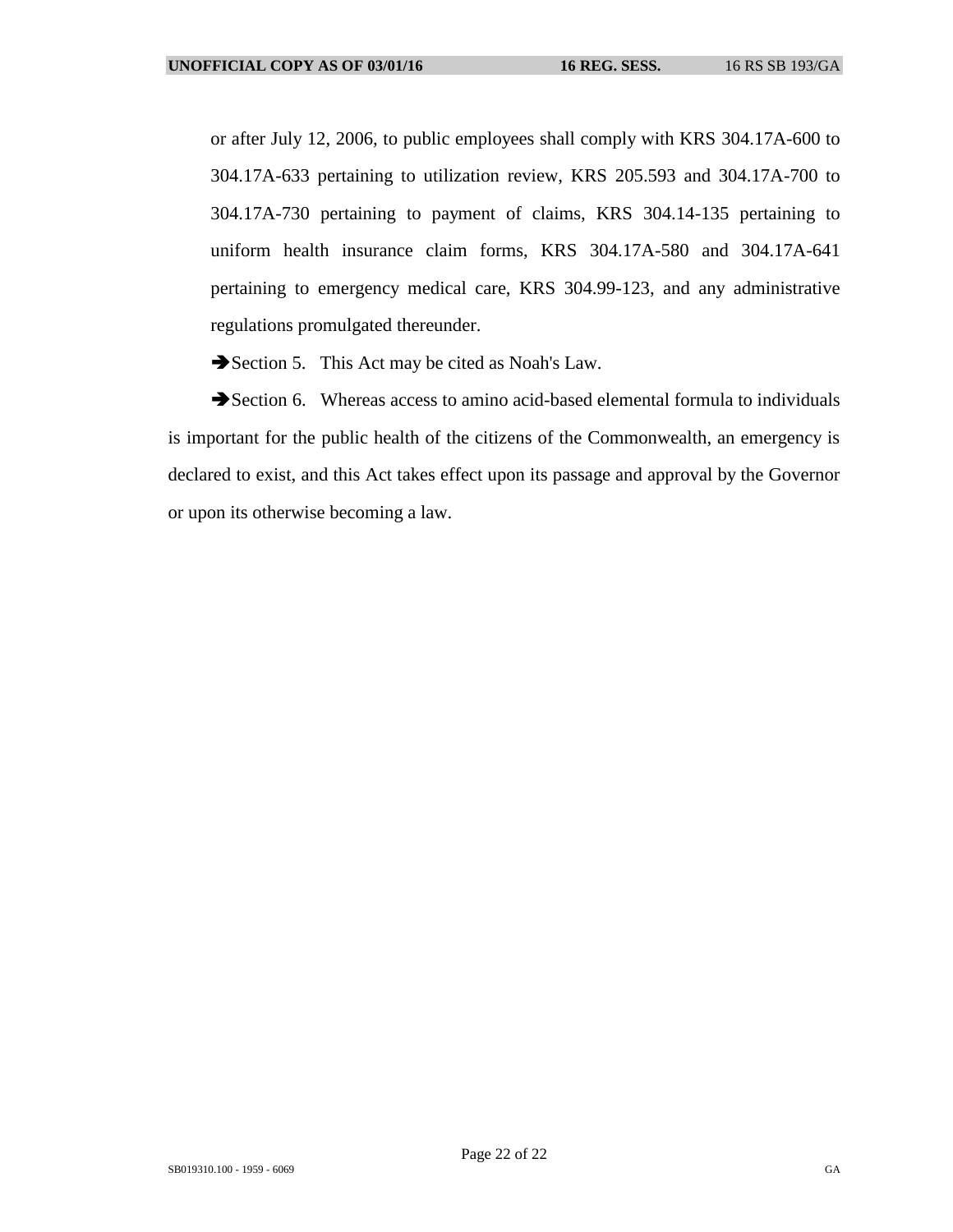or after July 12, 2006, to public employees shall comply with KRS 304.17A-600 to 304.17A-633 pertaining to utilization review, KRS 205.593 and 304.17A-700 to 304.17A-730 pertaining to payment of claims, KRS 304.14-135 pertaining to uniform health insurance claim forms, KRS 304.17A-580 and 304.17A-641 pertaining to emergency medical care, KRS 304.99-123, and any administrative regulations promulgated thereunder.

➔Section 5. This Act may be cited as Noah's Law.

➔Section 6. Whereas access to amino acid-based elemental formula to individuals is important for the public health of the citizens of the Commonwealth, an emergency is declared to exist, and this Act takes effect upon its passage and approval by the Governor or upon its otherwise becoming a law.